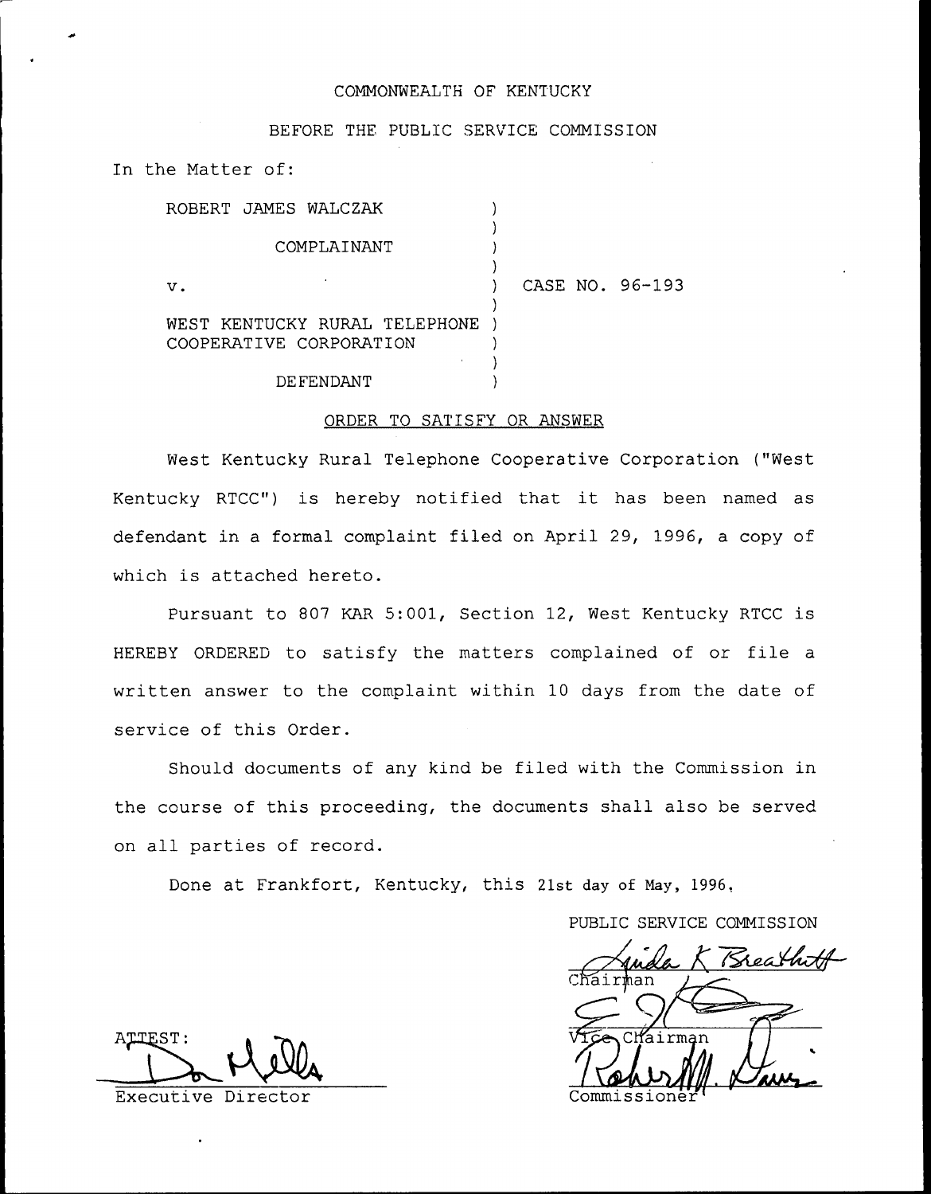COMMONWEALTH OF KENTUCKY

BEFORE THE PUBLIC SERVICE COMMISSION

In the Matter of:

| | | |
|---|---|---|
| ROBERT JAMES WALCZAK | ) | |
| COMPLAINANT | ) | |
| v. | ) | CASE NO. 96-193 |
| WEST KENTUCKY RURAL TELEPHONE COOPERATIVE CORPORATION | ) | |
| DEFENDANT | ) | |

ORDER TO SATISFY OR ANSWER

West Kentucky Rural Telephone Cooperative Corporation ("West Kentucky RTCC") is hereby notified that it has been named as defendant in a formal complaint filed on April 29, 1996, a copy of which is attached hereto.

Pursuant to 807 KAR 5:001, Section 12, West Kentucky RTCC is HEREBY ORDERED to satisfy the matters complained of or file a written answer to the complaint within 10 days from the date of service of this Order.

Should documents of any kind be filed with the Commission in the course of this proceeding, the documents shall also be served on all parties of record.

Done at Frankfort, Kentucky, this 21st day of May, 1996.

PUBLIC SERVICE COMMISSION

Linda K Breathitt
Chairman

Vice Chairman

Robert M. Davis
Commissioner

ATTEST:

Don Mills
Executive Director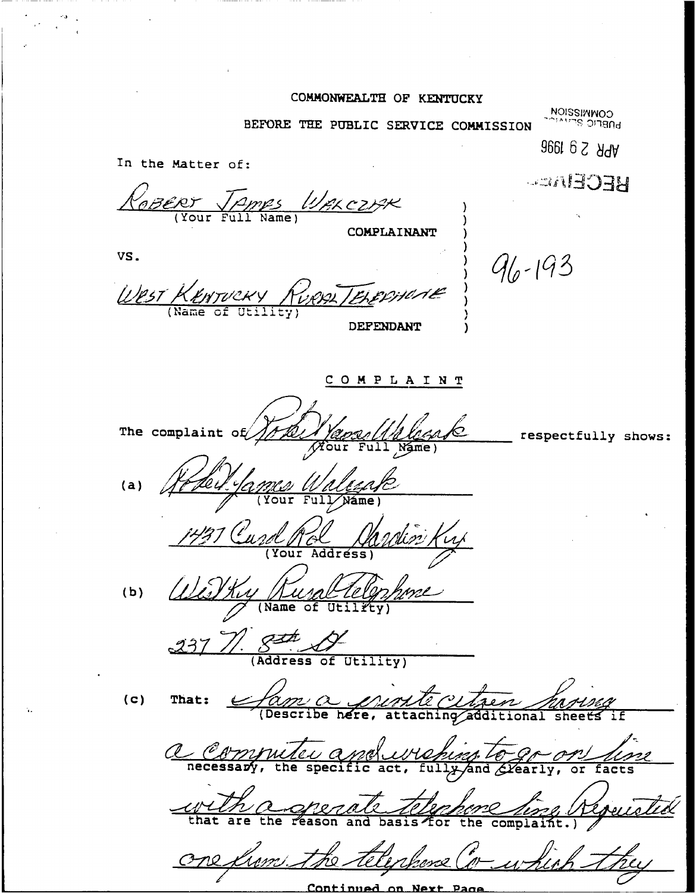COMMONWEALTH OF KENTUCKY

BEFORE THE PUBLIC SERVICE COMMISSION

RECEIVED
APR 29 1996
PUBLIC SERVICE COMMISSION

In the Matter of:

ROBERT JAMES WALCZAK
(Your Full Name)

COMPLAINANT

VS.

96-193

WEST KENTUCKY RURAL TELEPHONE
(Name of Utility)

DEFENDANT

## COMPLAINT

The complaint of Robert James Walczak (Your Full Name) respectfully shows:

(a) Robert James Walczak
(Your Full Name)

1431 Curd Rd Hardin Ky
(Your Address)

(b) West Ky Rural Telephone
(Name of Utility)

237 N. 8th St
(Address of Utility)

(c) That: I am a private citizen having a computer and wishing to go on line with a operate telephone line. Requested one from the telephone Co which they

(Describe here, attaching additional sheets if necessary, the specific act, fully and clearly, or facts that are the reason and basis for the complaint.)

Continued on Next Page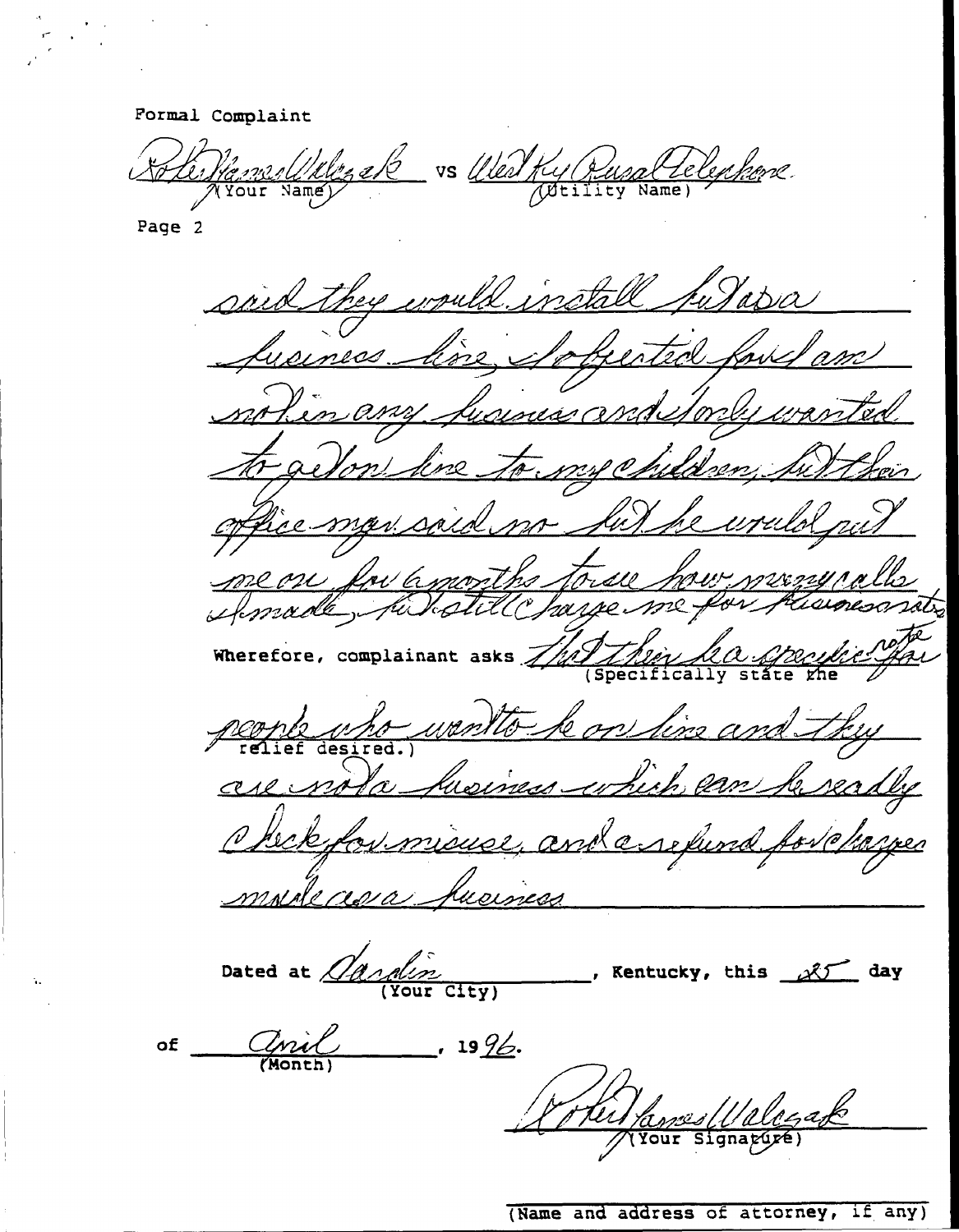Formal Complaint

Robert James Walczak vs West Ky Rural Telephone
(Your Name) (Utility Name)

Page 2

said they would install he Data
business line. I objected for I am
not in any business and I only wanted
to add on line to my children. But their
office mgr. said no but he would put
me on for 6 months to see how many calls
I made, but still charge me for business rates.

Wherefore, complainant asks that their be a specific rate for
(Specifically state the relief desired.)
people who want to be on line and they
are not a business which can be readly
check for misuse, and a refund for charges
made as a business

Dated at Dasdin, Kentucky, this 25 day
(Your City)

of April, 1996.
(Month)

Robert James Walczak
(Your Signature)

(Name and address of attorney, if any)